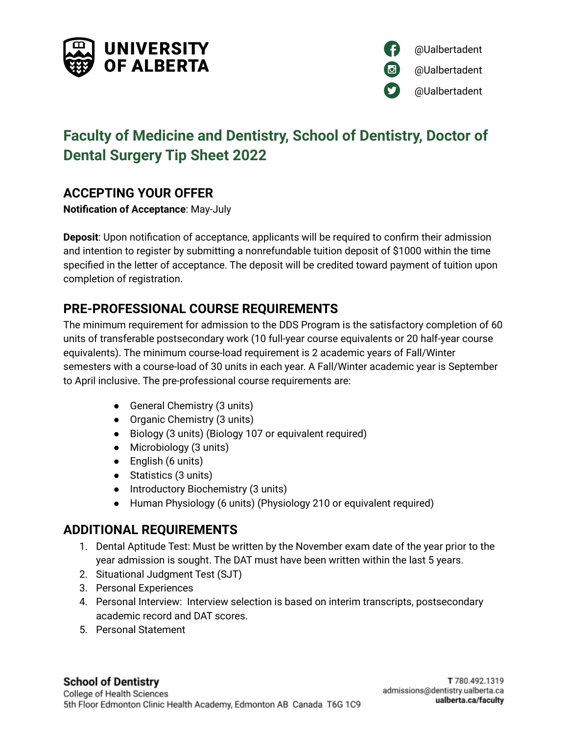UNIVERSITY OF ALBERTA

@Ualbertadent
@Ualbertadent
@Ualbertadent

# Faculty of Medicine and Dentistry, School of Dentistry, Doctor of Dental Surgery Tip Sheet 2022

## ACCEPTING YOUR OFFER

**Notification of Acceptance**: May-July

**Deposit**: Upon notification of acceptance, applicants will be required to confirm their admission and intention to register by submitting a nonrefundable tuition deposit of $1000 within the time specified in the letter of acceptance. The deposit will be credited toward payment of tuition upon completion of registration.

## PRE-PROFESSIONAL COURSE REQUIREMENTS

The minimum requirement for admission to the DDS Program is the satisfactory completion of 60 units of transferable postsecondary work (10 full-year course equivalents or 20 half-year course equivalents). The minimum course-load requirement is 2 academic years of Fall/Winter semesters with a course-load of 30 units in each year. A Fall/Winter academic year is September to April inclusive. The pre-professional course requirements are:

- General Chemistry (3 units)
- Organic Chemistry (3 units)
- Biology (3 units) (Biology 107 or equivalent required)
- Microbiology (3 units)
- English (6 units)
- Statistics (3 units)
- Introductory Biochemistry (3 units)
- Human Physiology (6 units) (Physiology 210 or equivalent required)

## ADDITIONAL REQUIREMENTS

1. Dental Aptitude Test: Must be written by the November exam date of the year prior to the year admission is sought. The DAT must have been written within the last 5 years.
2. Situational Judgment Test (SJT)
3. Personal Experiences
4. Personal Interview: Interview selection is based on interim transcripts, postsecondary academic record and DAT scores.
5. Personal Statement

**School of Dentistry**
College of Health Sciences
5th Floor Edmonton Clinic Health Academy, Edmonton AB Canada T6G 1C9

**T** 780.492.1319
admissions@dentistry.ualberta.ca
**ualberta.ca/faculty**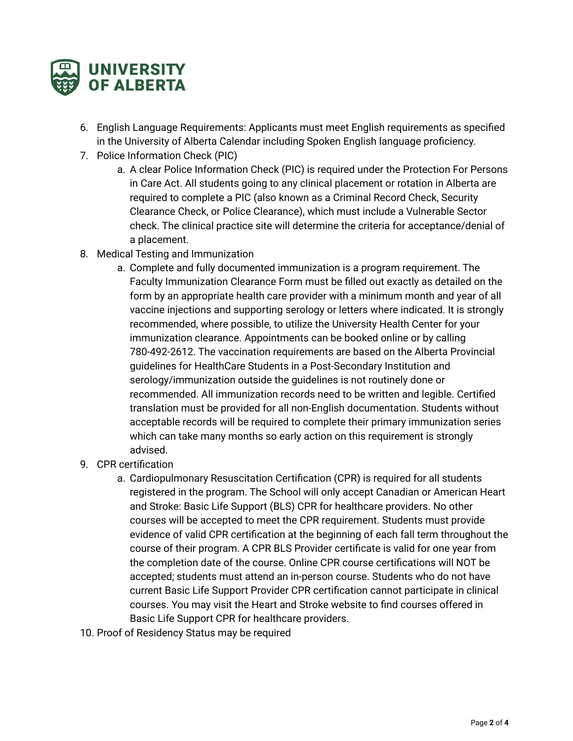6. English Language Requirements: Applicants must meet English requirements as specified in the University of Alberta Calendar including Spoken English language proficiency.
7. Police Information Check (PIC)
   a. A clear Police Information Check (PIC) is required under the Protection For Persons in Care Act. All students going to any clinical placement or rotation in Alberta are required to complete a PIC (also known as a Criminal Record Check, Security Clearance Check, or Police Clearance), which must include a Vulnerable Sector check. The clinical practice site will determine the criteria for acceptance/denial of a placement.
8. Medical Testing and Immunization
   a. Complete and fully documented immunization is a program requirement. The Faculty Immunization Clearance Form must be filled out exactly as detailed on the form by an appropriate health care provider with a minimum month and year of all vaccine injections and supporting serology or letters where indicated. It is strongly recommended, where possible, to utilize the University Health Center for your immunization clearance. Appointments can be booked online or by calling 780-492-2612. The vaccination requirements are based on the Alberta Provincial guidelines for HealthCare Students in a Post-Secondary Institution and serology/immunization outside the guidelines is not routinely done or recommended. All immunization records need to be written and legible. Certified translation must be provided for all non-English documentation. Students without acceptable records will be required to complete their primary immunization series which can take many months so early action on this requirement is strongly advised.
9. CPR certification
   a. Cardiopulmonary Resuscitation Certification (CPR) is required for all students registered in the program. The School will only accept Canadian or American Heart and Stroke: Basic Life Support (BLS) CPR for healthcare providers. No other courses will be accepted to meet the CPR requirement. Students must provide evidence of valid CPR certification at the beginning of each fall term throughout the course of their program. A CPR BLS Provider certificate is valid for one year from the completion date of the course. Online CPR course certifications will NOT be accepted; students must attend an in-person course. Students who do not have current Basic Life Support Provider CPR certification cannot participate in clinical courses. You may visit the Heart and Stroke website to find courses offered in Basic Life Support CPR for healthcare providers.
10. Proof of Residency Status may be required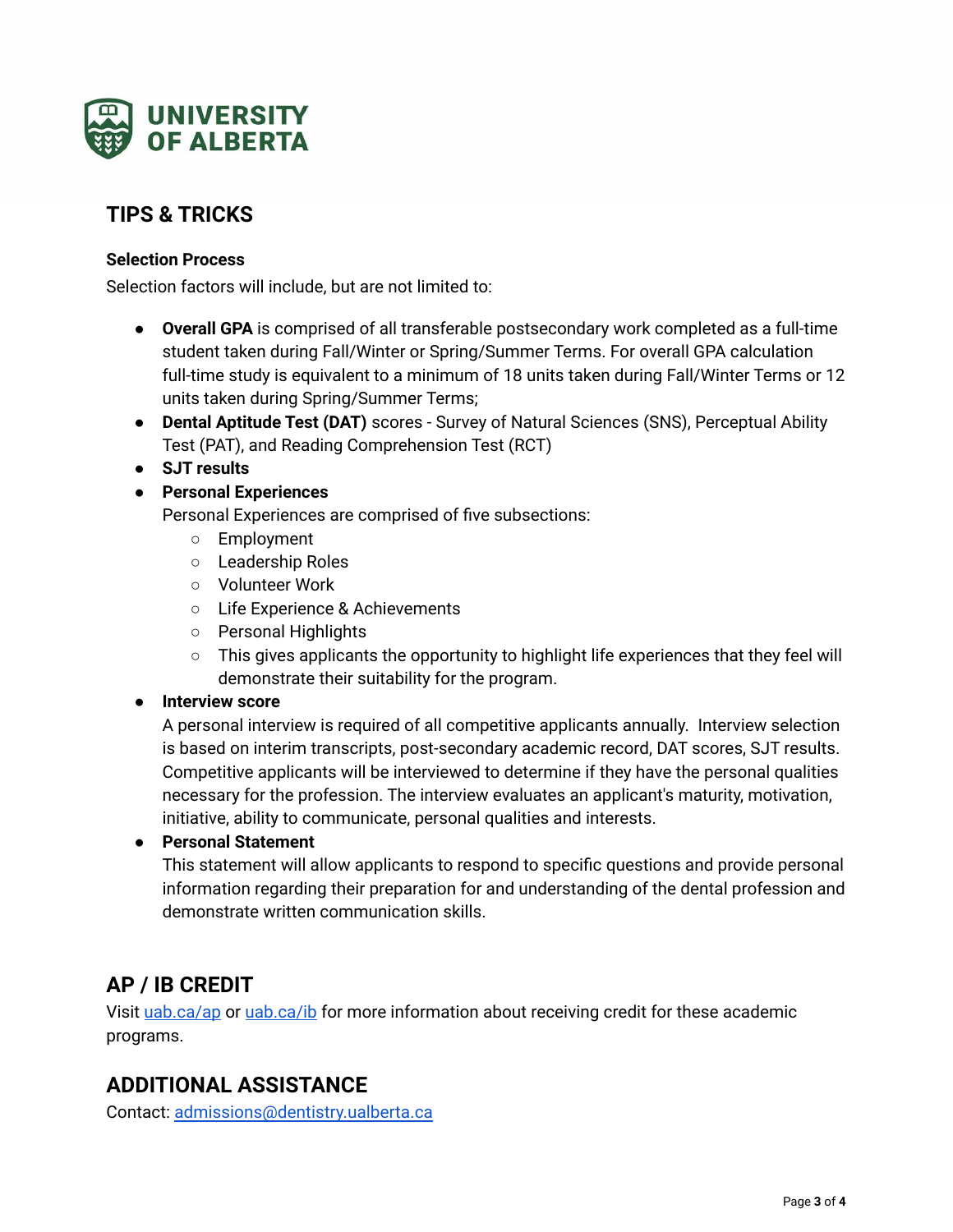## TIPS & TRICKS

**Selection Process**

Selection factors will include, but are not limited to:

- **Overall GPA** is comprised of all transferable postsecondary work completed as a full-time student taken during Fall/Winter or Spring/Summer Terms. For overall GPA calculation full-time study is equivalent to a minimum of 18 units taken during Fall/Winter Terms or 12 units taken during Spring/Summer Terms;
- **Dental Aptitude Test (DAT)** scores - Survey of Natural Sciences (SNS), Perceptual Ability Test (PAT), and Reading Comprehension Test (RCT)
- **SJT results**
- **Personal Experiences**
  Personal Experiences are comprised of five subsections:
  - Employment
  - Leadership Roles
  - Volunteer Work
  - Life Experience & Achievements
  - Personal Highlights
  - This gives applicants the opportunity to highlight life experiences that they feel will demonstrate their suitability for the program.
- **Interview score**
  A personal interview is required of all competitive applicants annually. Interview selection is based on interim transcripts, post-secondary academic record, DAT scores, SJT results. Competitive applicants will be interviewed to determine if they have the personal qualities necessary for the profession. The interview evaluates an applicant's maturity, motivation, initiative, ability to communicate, personal qualities and interests.
- **Personal Statement**
  This statement will allow applicants to respond to specific questions and provide personal information regarding their preparation for and understanding of the dental profession and demonstrate written communication skills.

## AP / IB CREDIT

Visit uab.ca/ap or uab.ca/ib for more information about receiving credit for these academic programs.

## ADDITIONAL ASSISTANCE

Contact: admissions@dentistry.ualberta.ca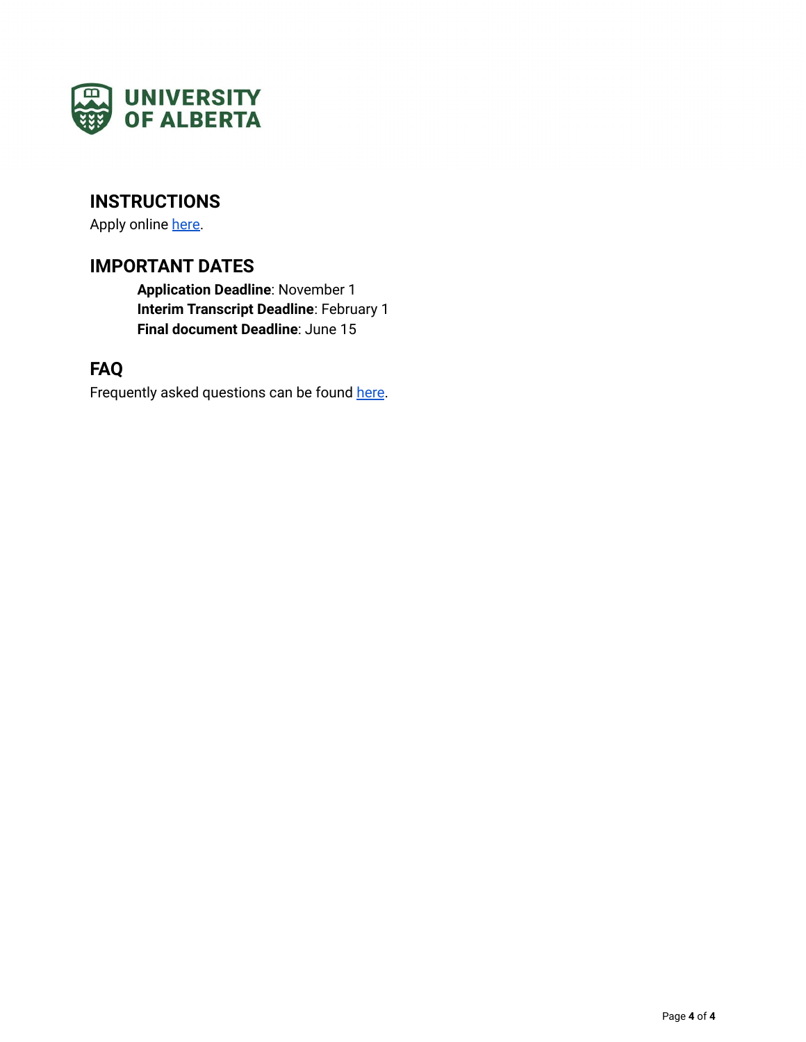## INSTRUCTIONS

Apply online here.

## IMPORTANT DATES

**Application Deadline**: November 1
**Interim Transcript Deadline**: February 1
**Final document Deadline**: June 15

## FAQ

Frequently asked questions can be found here.